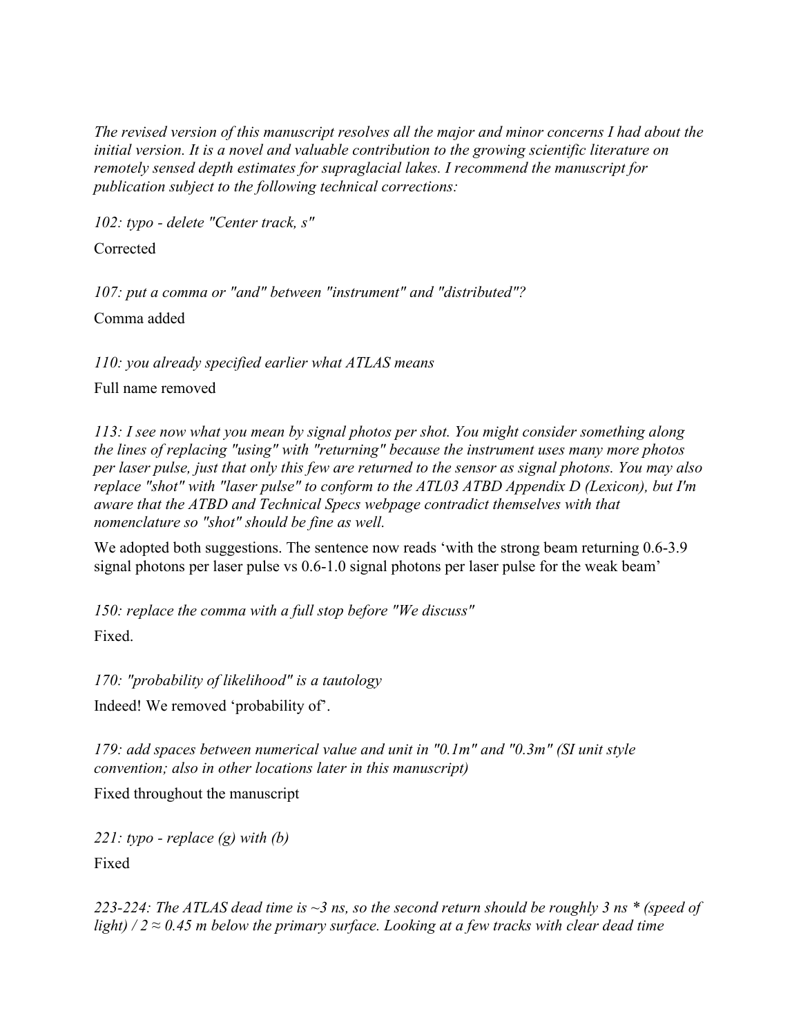*The revised version of this manuscript resolves all the major and minor concerns I had about the initial version. It is a novel and valuable contribution to the growing scientific literature on remotely sensed depth estimates for supraglacial lakes. I recommend the manuscript for publication subject to the following technical corrections:*

*102: typo - delete "Center track, s"*

Corrected

*107: put a comma or "and" between "instrument" and "distributed"?*

Comma added

*110: you already specified earlier what ATLAS means*

Full name removed

*113: I see now what you mean by signal photos per shot. You might consider something along the lines of replacing "using" with "returning" because the instrument uses many more photos per laser pulse, just that only this few are returned to the sensor as signal photons. You may also replace "shot" with "laser pulse" to conform to the ATL03 ATBD Appendix D (Lexicon), but I'm aware that the ATBD and Technical Specs webpage contradict themselves with that nomenclature so "shot" should be fine as well.*

We adopted both suggestions. The sentence now reads 'with the strong beam returning 0.6-3.9 signal photons per laser pulse vs 0.6-1.0 signal photons per laser pulse for the weak beam'

*150: replace the comma with a full stop before "We discuss"*

Fixed.

*170: "probability of likelihood" is a tautology*

Indeed! We removed 'probability of'.

*179: add spaces between numerical value and unit in "0.1m" and "0.3m" (SI unit style convention; also in other locations later in this manuscript)*

Fixed throughout the manuscript

*221: typo - replace (g) with (b)*

Fixed

*223-224: The ATLAS dead time is ~3 ns, so the second return should be roughly 3 ns * (speed of light) / 2 ≈ 0.45 m below the primary surface. Looking at a few tracks with clear dead time*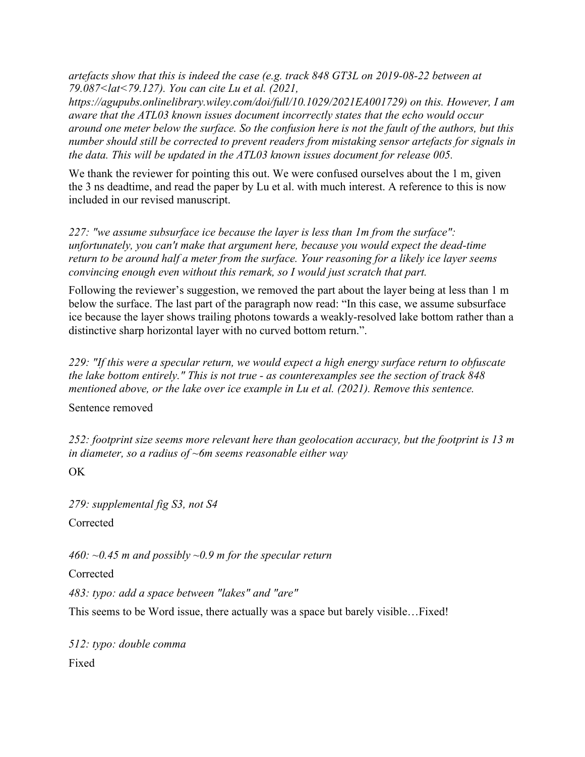*artefacts show that this is indeed the case (e.g. track 848 GT3L on 2019-08-22 between at 79.087<lat<79.127). You can cite Lu et al. (2021, https://agupubs.onlinelibrary.wiley.com/doi/full/10.1029/2021EA001729) on this. However, I am aware that the ATL03 known issues document incorrectly states that the echo would occur around one meter below the surface. So the confusion here is not the fault of the authors, but this number should still be corrected to prevent readers from mistaking sensor artefacts for signals in the data. This will be updated in the ATL03 known issues document for release 005.*

We thank the reviewer for pointing this out. We were confused ourselves about the 1 m, given the 3 ns deadtime, and read the paper by Lu et al. with much interest. A reference to this is now included in our revised manuscript.

*227: "we assume subsurface ice because the layer is less than 1m from the surface": unfortunately, you can't make that argument here, because you would expect the dead-time return to be around half a meter from the surface. Your reasoning for a likely ice layer seems convincing enough even without this remark, so I would just scratch that part.*

Following the reviewer's suggestion, we removed the part about the layer being at less than 1 m below the surface. The last part of the paragraph now read: "In this case, we assume subsurface ice because the layer shows trailing photons towards a weakly-resolved lake bottom rather than a distinctive sharp horizontal layer with no curved bottom return.".

*229: "If this were a specular return, we would expect a high energy surface return to obfuscate the lake bottom entirely." This is not true - as counterexamples see the section of track 848 mentioned above, or the lake over ice example in Lu et al. (2021). Remove this sentence.*

Sentence removed

*252: footprint size seems more relevant here than geolocation accuracy, but the footprint is 13 m in diameter, so a radius of ~6m seems reasonable either way*

OK

*279: supplemental fig S3, not S4*

Corrected

*460: ~0.45 m and possibly ~0.9 m for the specular return*

Corrected

*483: typo: add a space between "lakes" and "are"*

This seems to be Word issue, there actually was a space but barely visible…Fixed!

*512: typo: double comma*

Fixed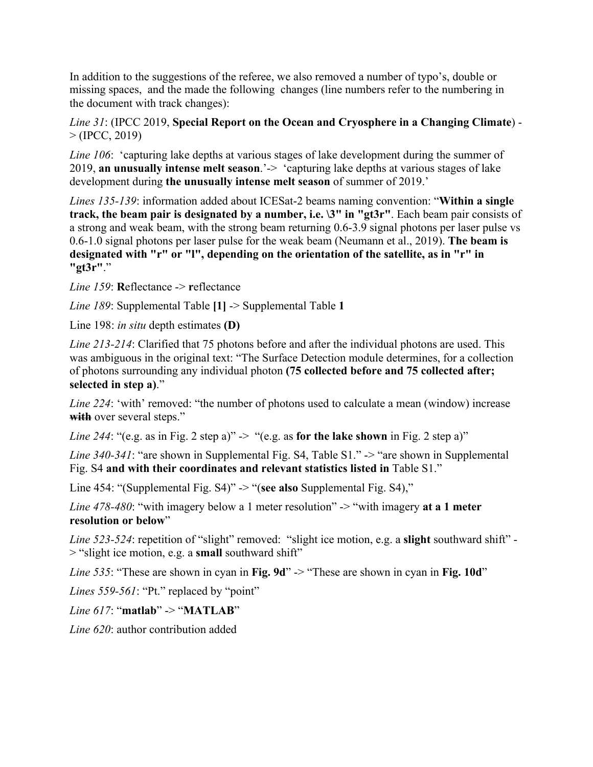In addition to the suggestions of the referee, we also removed a number of typo's, double or missing spaces, and the made the following changes (line numbers refer to the numbering in the document with track changes):

*Line 31*: (IPCC 2019, **Special Report on the Ocean and Cryosphere in a Changing Climate**) -> (IPCC, 2019)

*Line 106*: 'capturing lake depths at various stages of lake development during the summer of 2019, **an unusually intense melt season**.'-> 'capturing lake depths at various stages of lake development during **the unusually intense melt season** of summer of 2019.'

*Lines 135-139*: information added about ICESat-2 beams naming convention: "**Within a single track, the beam pair is designated by a number, i.e. \3" in "gt3r"**. Each beam pair consists of a strong and weak beam, with the strong beam returning 0.6-3.9 signal photons per laser pulse vs 0.6-1.0 signal photons per laser pulse for the weak beam (Neumann et al., 2019). **The beam is designated with "r" or "l", depending on the orientation of the satellite, as in "r" in "gt3r"**."

*Line 159*: **R**eflectance -> **r**eflectance

*Line 189*: Supplemental Table **[1]** -> Supplemental Table **1**

Line 198: *in situ* depth estimates **(D)**

*Line 213-214*: Clarified that 75 photons before and after the individual photons are used. This was ambiguous in the original text: "The Surface Detection module determines, for a collection of photons surrounding any individual photon **(75 collected before and 75 collected after; selected in step a)**."

*Line 224*: 'with' removed: "the number of photons used to calculate a mean (window) increase ~~**with**~~ over several steps."

*Line 244*: "(e.g. as in Fig. 2 step a)" -> "(e.g. as **for the lake shown** in Fig. 2 step a)"

*Line 340-341*: "are shown in Supplemental Fig. S4, Table S1." -> "are shown in Supplemental Fig. S4 **and with their coordinates and relevant statistics listed in** Table S1."

Line 454: "(Supplemental Fig. S4)" -> "(**see also** Supplemental Fig. S4),"

*Line 478-480*: "with imagery below a 1 meter resolution" -> "with imagery **at a 1 meter resolution or below**"

*Line 523-524*: repetition of "slight" removed: "slight ice motion, e.g. a **slight** southward shift" -> "slight ice motion, e.g. a **small** southward shift"

*Line 535*: "These are shown in cyan in **Fig. 9d**" -> "These are shown in cyan in **Fig. 10d**"

*Lines 559-561*: "Pt." replaced by "point"

*Line 617*: "**matlab**" -> "**MATLAB**"

*Line 620*: author contribution added